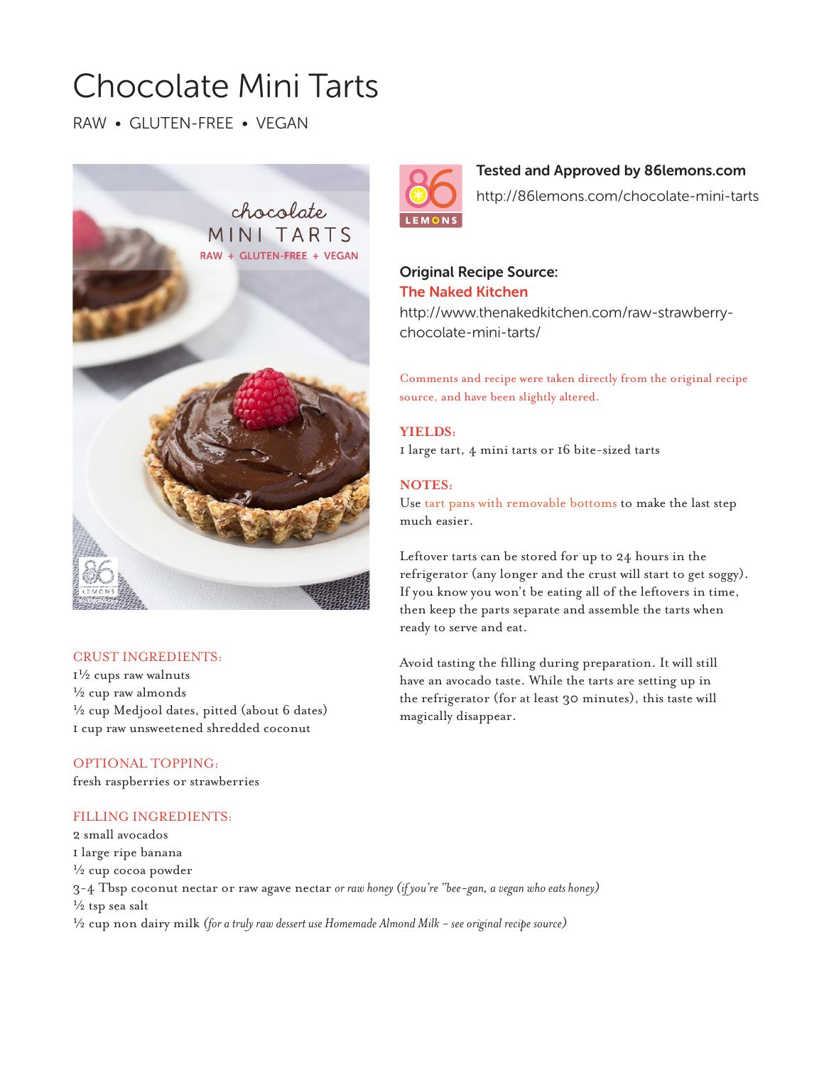# Chocolate Mini Tarts

RAW • GLUTEN-FREE • VEGAN

**Tested and Approved by 86lemons.com**

http://86lemons.com/chocolate-mini-tarts

**Original Recipe Source:**
**The Naked Kitchen**
http://www.thenakedkitchen.com/raw-strawberry-chocolate-mini-tarts/

Comments and recipe were taken directly from the original recipe source, and have been slightly altered.

**YIELDS:**
1 large tart, 4 mini tarts or 16 bite-sized tarts

**NOTES:**
Use tart pans with removable bottoms to make the last step much easier.

Leftover tarts can be stored for up to 24 hours in the refrigerator (any longer and the crust will start to get soggy). If you know you won't be eating all of the leftovers in time, then keep the parts separate and assemble the tarts when ready to serve and eat.

Avoid tasting the filling during preparation. It will still have an avocado taste. While the tarts are setting up in the refrigerator (for at least 30 minutes), this taste will magically disappear.

**CRUST INGREDIENTS:**
1½ cups raw walnuts
½ cup raw almonds
½ cup Medjool dates, pitted (about 6 dates)
1 cup raw unsweetened shredded coconut

**OPTIONAL TOPPING:**
fresh raspberries or strawberries

**FILLING INGREDIENTS:**
2 small avocados
1 large ripe banana
½ cup cocoa powder
3-4 Tbsp coconut nectar or raw agave nectar *or raw honey (if you're "bee-gan, a vegan who eats honey)*
½ tsp sea salt
½ cup non dairy milk *(for a truly raw dessert use Homemade Almond Milk - see original recipe source)*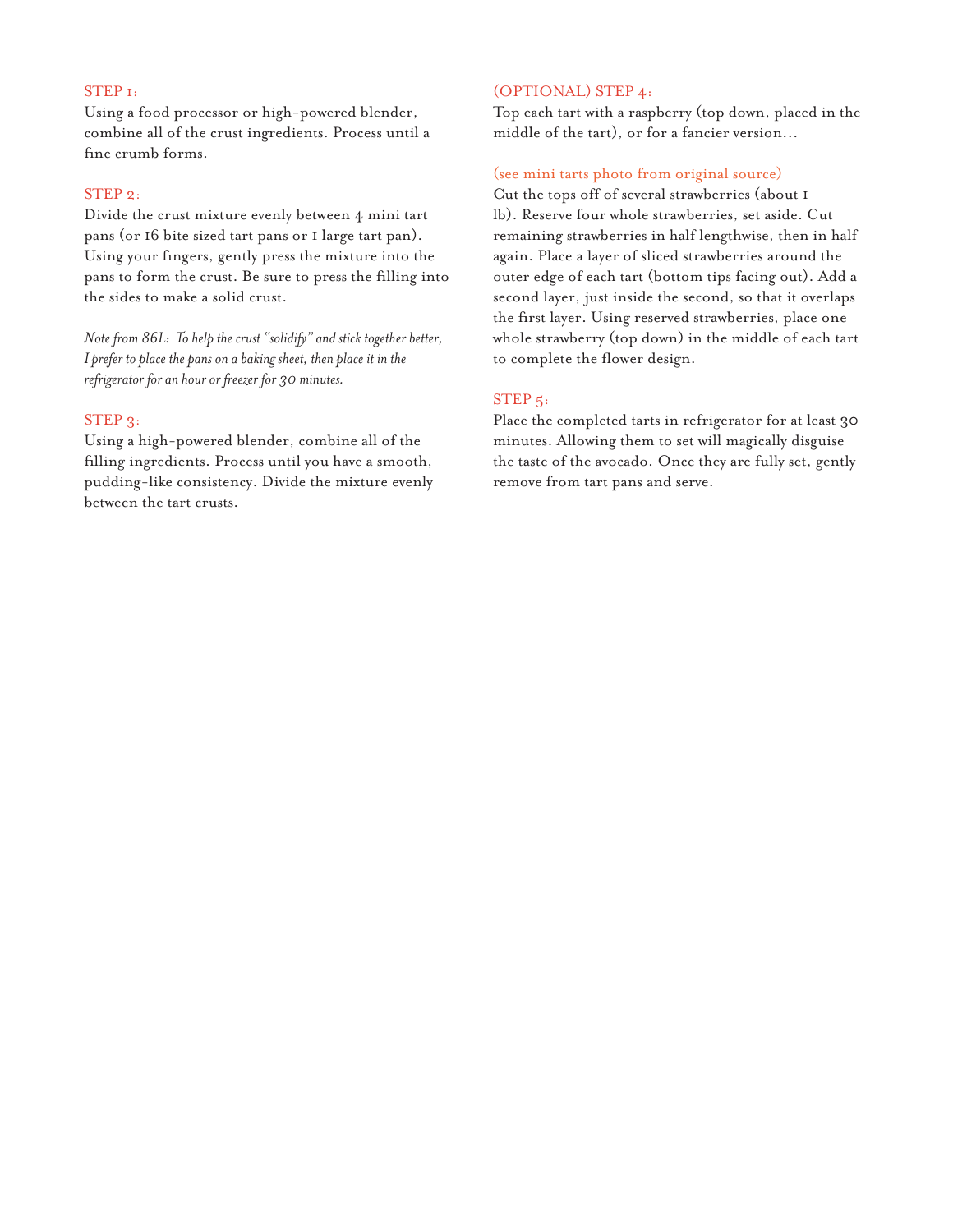### STEP 1:

Using a food processor or high-powered blender, combine all of the crust ingredients. Process until a fine crumb forms.

### STEP 2:

Divide the crust mixture evenly between 4 mini tart pans (or 16 bite sized tart pans or 1 large tart pan). Using your fingers, gently press the mixture into the pans to form the crust. Be sure to press the filling into the sides to make a solid crust.

*Note from 86L: To help the crust "solidify" and stick together better, I prefer to place the pans on a baking sheet, then place it in the refrigerator for an hour or freezer for 30 minutes.*

### STEP 3:

Using a high-powered blender, combine all of the filling ingredients. Process until you have a smooth, pudding-like consistency. Divide the mixture evenly between the tart crusts.

### (OPTIONAL) STEP 4:

Top each tart with a raspberry (top down, placed in the middle of the tart), or for a fancier version…

(see mini tarts photo from original source)

Cut the tops off of several strawberries (about 1 lb). Reserve four whole strawberries, set aside. Cut remaining strawberries in half lengthwise, then in half again. Place a layer of sliced strawberries around the outer edge of each tart (bottom tips facing out). Add a second layer, just inside the second, so that it overlaps the first layer. Using reserved strawberries, place one whole strawberry (top down) in the middle of each tart to complete the flower design.

### STEP 5:

Place the completed tarts in refrigerator for at least 30 minutes. Allowing them to set will magically disguise the taste of the avocado. Once they are fully set, gently remove from tart pans and serve.